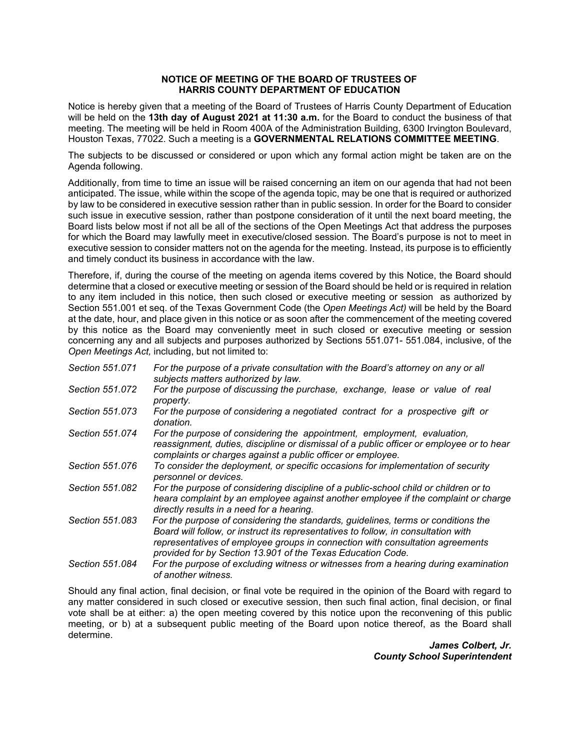**NOTICE OF MEETING OF THE BOARD OF TRUSTEES OF HARRIS COUNTY DEPARTMENT OF EDUCATION**

Notice is hereby given that a meeting of the Board of Trustees of Harris County Department of Education will be held on the **13th day of August 2021 at 11:30 a.m.** for the Board to conduct the business of that meeting. The meeting will be held in Room 400A of the Administration Building, 6300 Irvington Boulevard, Houston Texas, 77022. Such a meeting is a **GOVERNMENTAL RELATIONS COMMITTEE MEETING**.

The subjects to be discussed or considered or upon which any formal action might be taken are on the Agenda following.

Additionally, from time to time an issue will be raised concerning an item on our agenda that had not been anticipated. The issue, while within the scope of the agenda topic, may be one that is required or authorized by law to be considered in executive session rather than in public session. In order for the Board to consider such issue in executive session, rather than postpone consideration of it until the next board meeting, the Board lists below most if not all be all of the sections of the Open Meetings Act that address the purposes for which the Board may lawfully meet in executive/closed session. The Board's purpose is not to meet in executive session to consider matters not on the agenda for the meeting. Instead, its purpose is to efficiently and timely conduct its business in accordance with the law.

Therefore, if, during the course of the meeting on agenda items covered by this Notice, the Board should determine that a closed or executive meeting or session of the Board should be held or is required in relation to any item included in this notice, then such closed or executive meeting or session as authorized by Section 551.001 et seq. of the Texas Government Code (the *Open Meetings Act)* will be held by the Board at the date, hour, and place given in this notice or as soon after the commencement of the meeting covered by this notice as the Board may conveniently meet in such closed or executive meeting or session concerning any and all subjects and purposes authorized by Sections 551.071- 551.084, inclusive, of the *Open Meetings Act,* including, but not limited to:

*Section 551.071* — *For the purpose of a private consultation with the Board's attorney on any or all subjects matters authorized by law.*

*Section 551.072* — *For the purpose of discussing the purchase, exchange, lease or value of real property.*

*Section 551.073* — *For the purpose of considering a negotiated contract for a prospective gift or donation.*

*Section 551.074* — *For the purpose of considering the appointment, employment, evaluation, reassignment, duties, discipline or dismissal of a public officer or employee or to hear complaints or charges against a public officer or employee.*

*Section 551.076* — *To consider the deployment, or specific occasions for implementation of security personnel or devices.*

*Section 551.082* — *For the purpose of considering discipline of a public-school child or children or to heara complaint by an employee against another employee if the complaint or charge directly results in a need for a hearing.*

*Section 551.083* — *For the purpose of considering the standards, guidelines, terms or conditions the Board will follow, or instruct its representatives to follow, in consultation with representatives of employee groups in connection with consultation agreements provided for by Section 13.901 of the Texas Education Code.*

*Section 551.084* — *For the purpose of excluding witness or witnesses from a hearing during examination of another witness.*

Should any final action, final decision, or final vote be required in the opinion of the Board with regard to any matter considered in such closed or executive session, then such final action, final decision, or final vote shall be at either: a) the open meeting covered by this notice upon the reconvening of this public meeting, or b) at a subsequent public meeting of the Board upon notice thereof, as the Board shall determine.

***James Colbert, Jr.***
***County School Superintendent***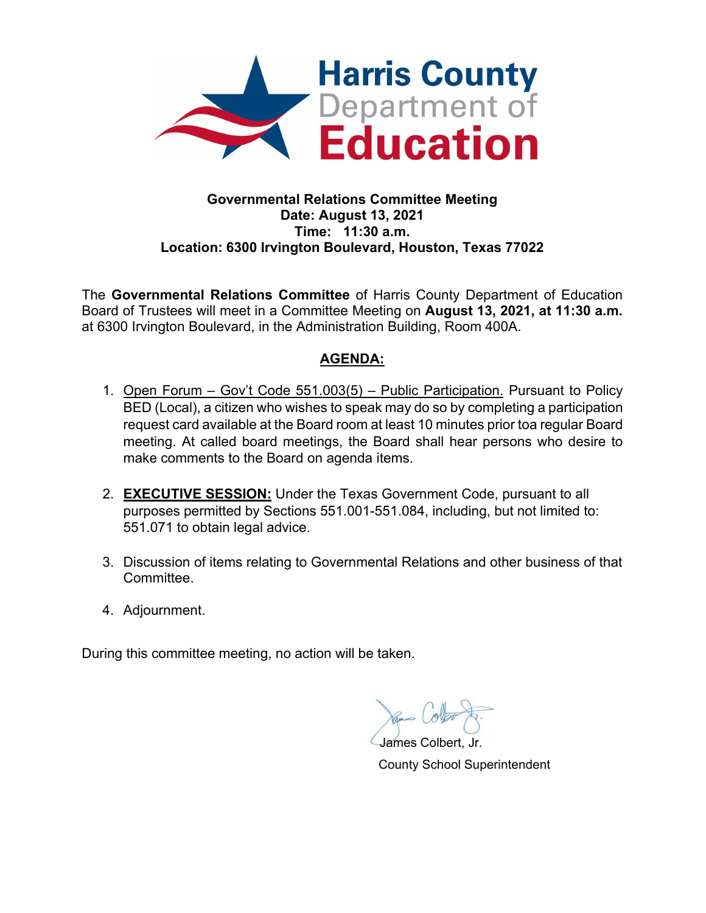Harris County Department of Education

**Governmental Relations Committee Meeting**
**Date: August 13, 2021**
**Time: 11:30 a.m.**
**Location: 6300 Irvington Boulevard, Houston, Texas 77022**

The **Governmental Relations Committee** of Harris County Department of Education Board of Trustees will meet in a Committee Meeting on **August 13, 2021, at 11:30 a.m.** at 6300 Irvington Boulevard, in the Administration Building, Room 400A.

## AGENDA:

1. Open Forum – Gov't Code 551.003(5) – Public Participation. Pursuant to Policy BED (Local), a citizen who wishes to speak may do so by completing a participation request card available at the Board room at least 10 minutes prior toa regular Board meeting. At called board meetings, the Board shall hear persons who desire to make comments to the Board on agenda items.

2. **EXECUTIVE SESSION:** Under the Texas Government Code, pursuant to all purposes permitted by Sections 551.001-551.084, including, but not limited to: 551.071 to obtain legal advice.

3. Discussion of items relating to Governmental Relations and other business of that Committee.

4. Adjournment.

During this committee meeting, no action will be taken.

James Colbert, Jr.
County School Superintendent